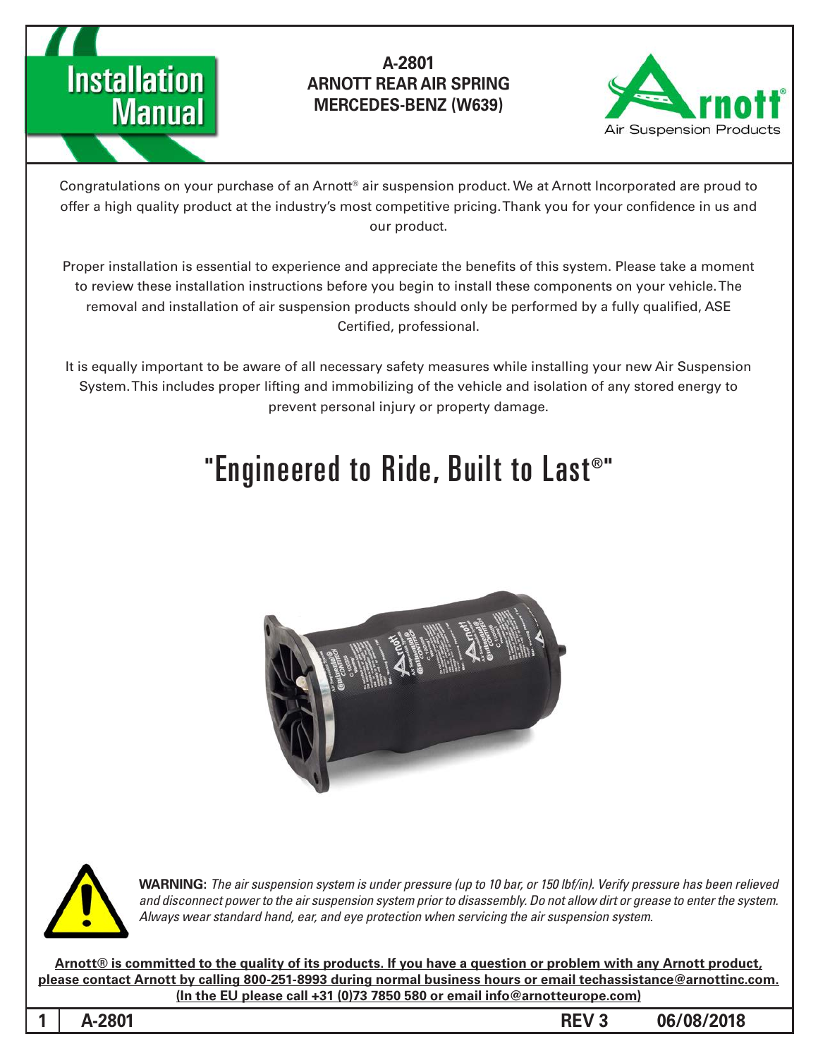# Installation Manual

**A-2801**
**ARNOTT REAR AIR SPRING**
**MERCEDES-BENZ (W639)**

Arnott® Air Suspension Products

Congratulations on your purchase of an Arnott® air suspension product. We at Arnott Incorporated are proud to offer a high quality product at the industry's most competitive pricing. Thank you for your confidence in us and our product.

Proper installation is essential to experience and appreciate the benefits of this system. Please take a moment to review these installation instructions before you begin to install these components on your vehicle. The removal and installation of air suspension products should only be performed by a fully qualified, ASE Certified, professional.

It is equally important to be aware of all necessary safety measures while installing your new Air Suspension System. This includes proper lifting and immobilizing of the vehicle and isolation of any stored energy to prevent personal injury or property damage.

## "Engineered to Ride, Built to Last®"

**WARNING:** *The air suspension system is under pressure (up to 10 bar, or 150 lbf/in). Verify pressure has been relieved and disconnect power to the air suspension system prior to disassembly. Do not allow dirt or grease to enter the system. Always wear standard hand, ear, and eye protection when servicing the air suspension system.*

**Arnott® is committed to the quality of its products. If you have a question or problem with any Arnott product, please contact Arnott by calling 800-251-8993 during normal business hours or email techassistance@arnottinc.com. (In the EU please call +31 (0)73 7850 580 or email info@arnotteurope.com)**

**A-2801 REV 3 06/08/2018**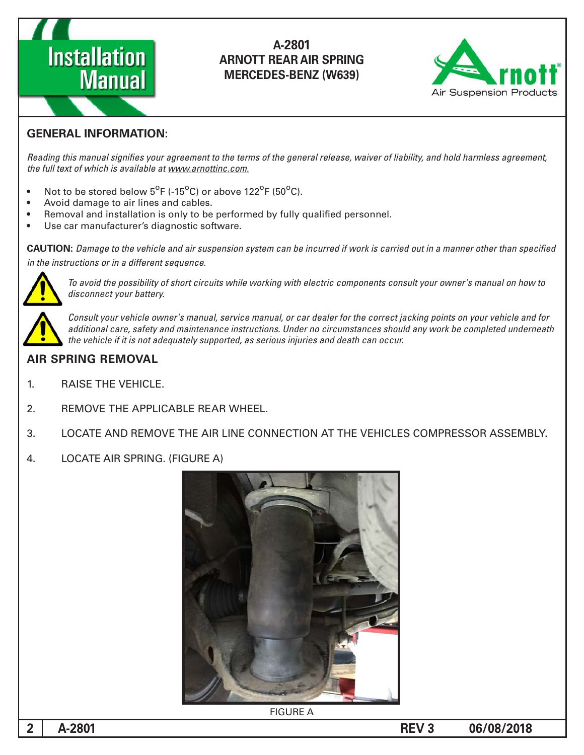**A-2801**
**ARNOTT REAR AIR SPRING**
**MERCEDES-BENZ (W639)**

## GENERAL INFORMATION:

*Reading this manual signifies your agreement to the terms of the general release, waiver of liability, and hold harmless agreement, the full text of which is available at www.arnottinc.com.*

- Not to be stored below 5°F (-15°C) or above 122°F (50°C).
- Avoid damage to air lines and cables.
- Removal and installation is only to be performed by fully qualified personnel.
- Use car manufacturer's diagnostic software.

**CAUTION:** *Damage to the vehicle and air suspension system can be incurred if work is carried out in a manner other than specified in the instructions or in a different sequence.*

*To avoid the possibility of short circuits while working with electric components consult your owner's manual on how to disconnect your battery.*

*Consult your vehicle owner's manual, service manual, or car dealer for the correct jacking points on your vehicle and for additional care, safety and maintenance instructions. Under no circumstances should any work be completed underneath the vehicle if it is not adequately supported, as serious injuries and death can occur.*

## AIR SPRING REMOVAL

1. RAISE THE VEHICLE.
2. REMOVE THE APPLICABLE REAR WHEEL.
3. LOCATE AND REMOVE THE AIR LINE CONNECTION AT THE VEHICLES COMPRESSOR ASSEMBLY.
4. LOCATE AIR SPRING. (FIGURE A)

FIGURE A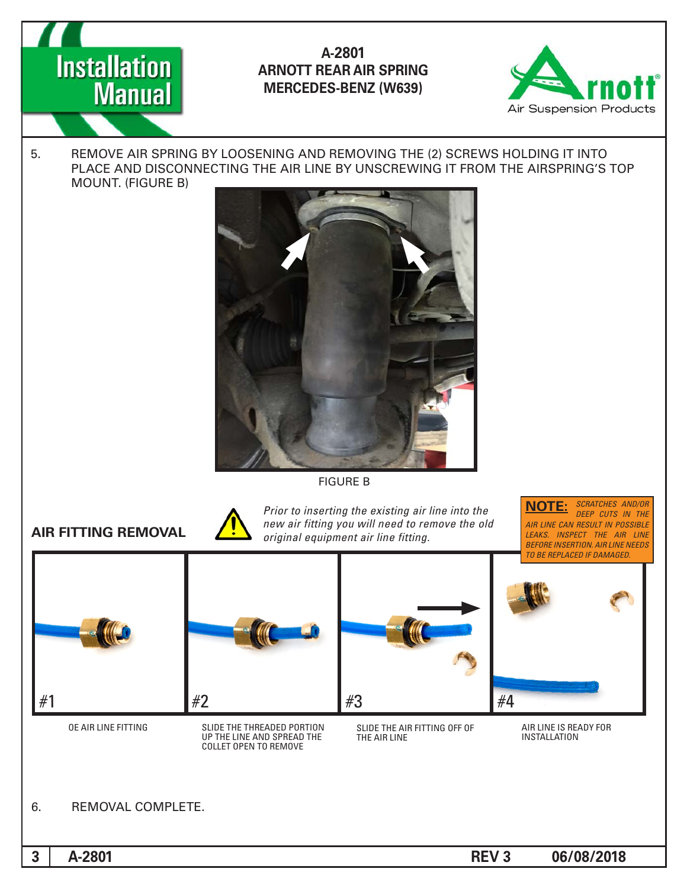5. REMOVE AIR SPRING BY LOOSENING AND REMOVING THE (2) SCREWS HOLDING IT INTO PLACE AND DISCONNECTING THE AIR LINE BY UNSCREWING IT FROM THE AIRSPRING'S TOP MOUNT. (FIGURE B)

FIGURE B

## AIR FITTING REMOVAL

*Prior to inserting the existing air line into the new air fitting you will need to remove the old original equipment air line fitting.*

**NOTE:** *SCRATCHES AND/OR DEEP CUTS IN THE AIR LINE CAN RESULT IN POSSIBLE LEAKS. INSPECT THE AIR LINE BEFORE INSERTION. AIR LINE NEEDS TO BE REPLACED IF DAMAGED.*

#1 OE AIR LINE FITTING

#2 SLIDE THE THREADED PORTION UP THE LINE AND SPREAD THE COLLET OPEN TO REMOVE

#3 SLIDE THE AIR FITTING OFF OF THE AIR LINE

#4 AIR LINE IS READY FOR INSTALLATION

6. REMOVAL COMPLETE.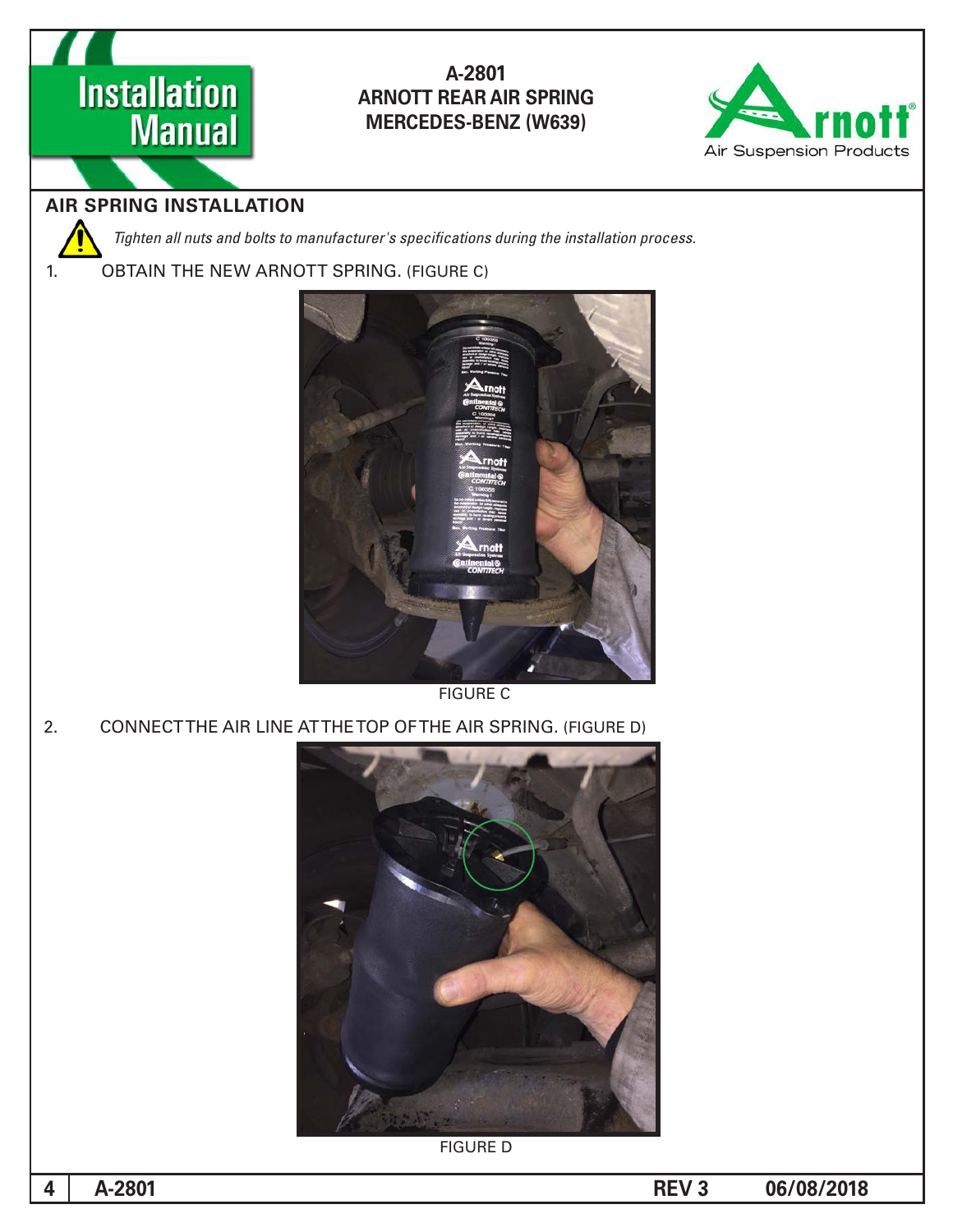## AIR SPRING INSTALLATION

*Tighten all nuts and bolts to manufacturer's specifications during the installation process.*

1. OBTAIN THE NEW ARNOTT SPRING. (FIGURE C)

FIGURE C

2. CONNECT THE AIR LINE AT THE TOP OF THE AIR SPRING. (FIGURE D)

FIGURE D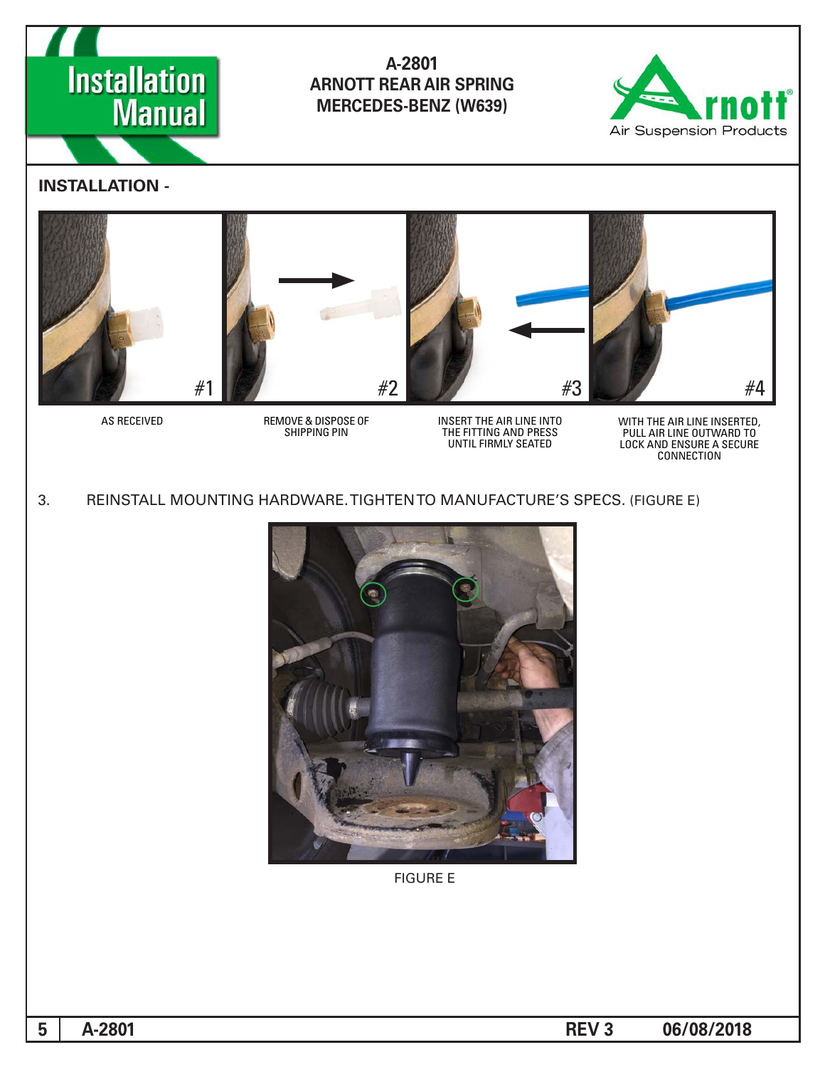## INSTALLATION -

| #1 | #2 | #3 | #4 |
|---|---|---|---|
| AS RECEIVED | REMOVE & DISPOSE OF SHIPPING PIN | INSERT THE AIR LINE INTO THE FITTING AND PRESS UNTIL FIRMLY SEATED | WITH THE AIR LINE INSERTED, PULL AIR LINE OUTWARD TO LOCK AND ENSURE A SECURE CONNECTION |

3. REINSTALL MOUNTING HARDWARE. TIGHTEN TO MANUFACTURE'S SPECS. (FIGURE E)

FIGURE E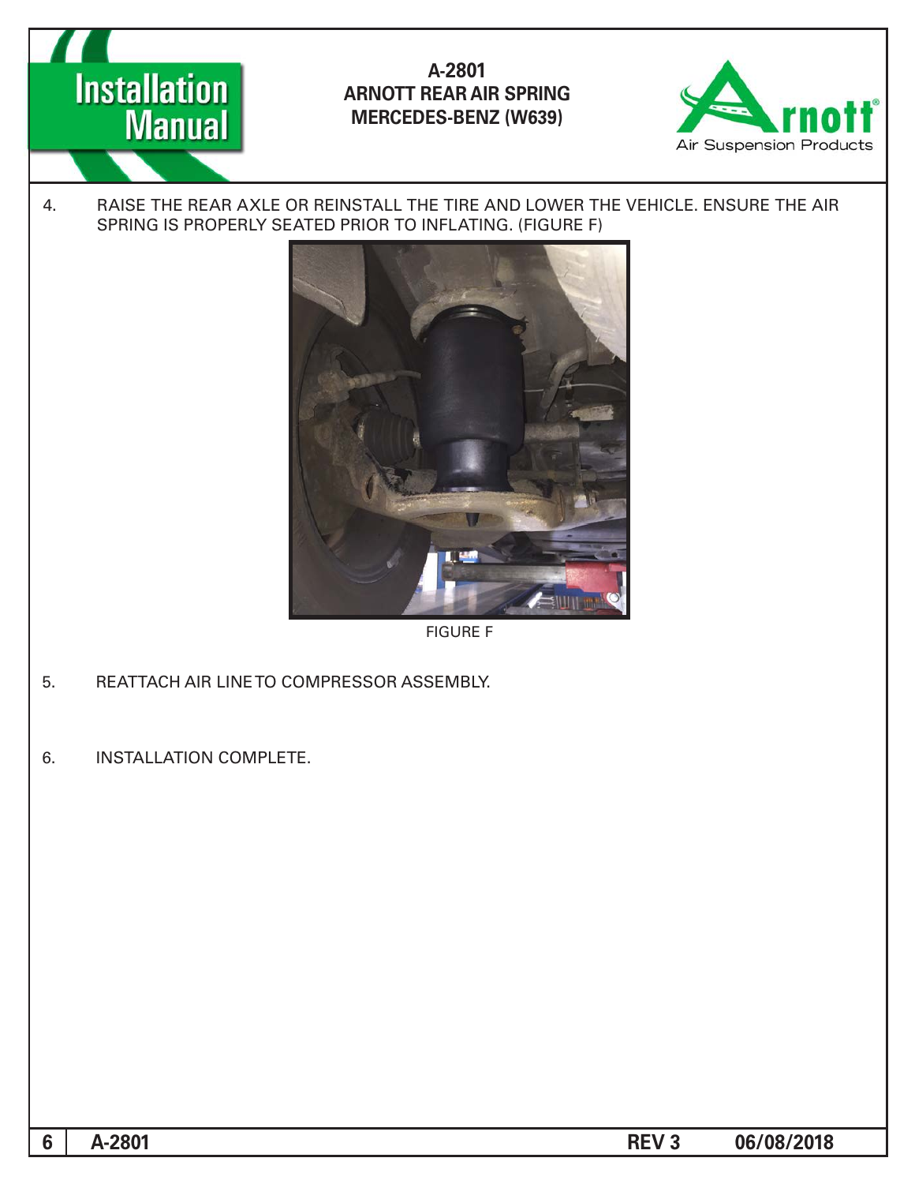4. RAISE THE REAR AXLE OR REINSTALL THE TIRE AND LOWER THE VEHICLE. ENSURE THE AIR SPRING IS PROPERLY SEATED PRIOR TO INFLATING. (FIGURE F)

FIGURE F

5. REATTACH AIR LINE TO COMPRESSOR ASSEMBLY.

6. INSTALLATION COMPLETE.